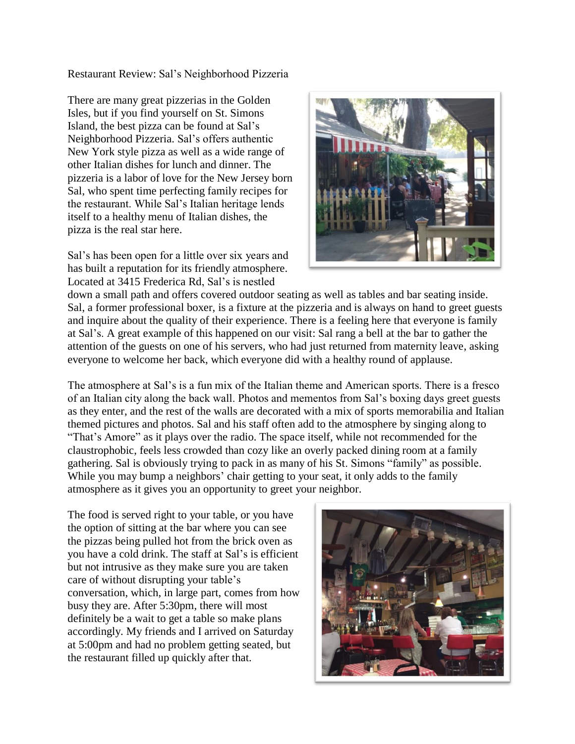Restaurant Review: Sal's Neighborhood Pizzeria

There are many great pizzerias in the Golden Isles, but if you find yourself on St. Simons Island, the best pizza can be found at Sal's Neighborhood Pizzeria. Sal's offers authentic New York style pizza as well as a wide range of other Italian dishes for lunch and dinner. The pizzeria is a labor of love for the New Jersey born Sal, who spent time perfecting family recipes for the restaurant. While Sal's Italian heritage lends itself to a healthy menu of Italian dishes, the pizza is the real star here.

Sal's has been open for a little over six years and has built a reputation for its friendly atmosphere. Located at 3415 Frederica Rd, Sal's is nestled down a small path and offers covered outdoor seating as well as tables and bar seating inside. Sal, a former professional boxer, is a fixture at the pizzeria and is always on hand to greet guests and inquire about the quality of their experience. There is a feeling here that everyone is family at Sal's. A great example of this happened on our visit: Sal rang a bell at the bar to gather the attention of the guests on one of his servers, who had just returned from maternity leave, asking everyone to welcome her back, which everyone did with a healthy round of applause.

The atmosphere at Sal's is a fun mix of the Italian theme and American sports. There is a fresco of an Italian city along the back wall. Photos and mementos from Sal's boxing days greet guests as they enter, and the rest of the walls are decorated with a mix of sports memorabilia and Italian themed pictures and photos. Sal and his staff often add to the atmosphere by singing along to "That's Amore" as it plays over the radio. The space itself, while not recommended for the claustrophobic, feels less crowded than cozy like an overly packed dining room at a family gathering. Sal is obviously trying to pack in as many of his St. Simons "family" as possible. While you may bump a neighbors' chair getting to your seat, it only adds to the family atmosphere as it gives you an opportunity to greet your neighbor.

The food is served right to your table, or you have the option of sitting at the bar where you can see the pizzas being pulled hot from the brick oven as you have a cold drink. The staff at Sal's is efficient but not intrusive as they make sure you are taken care of without disrupting your table's conversation, which, in large part, comes from how busy they are. After 5:30pm, there will most definitely be a wait to get a table so make plans accordingly. My friends and I arrived on Saturday at 5:00pm and had no problem getting seated, but the restaurant filled up quickly after that.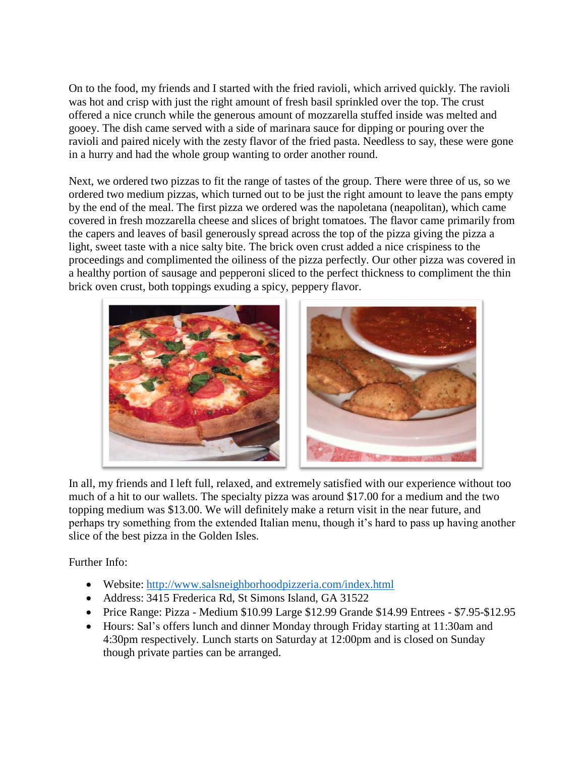On to the food, my friends and I started with the fried ravioli, which arrived quickly. The ravioli was hot and crisp with just the right amount of fresh basil sprinkled over the top. The crust offered a nice crunch while the generous amount of mozzarella stuffed inside was melted and gooey. The dish came served with a side of marinara sauce for dipping or pouring over the ravioli and paired nicely with the zesty flavor of the fried pasta. Needless to say, these were gone in a hurry and had the whole group wanting to order another round.

Next, we ordered two pizzas to fit the range of tastes of the group. There were three of us, so we ordered two medium pizzas, which turned out to be just the right amount to leave the pans empty by the end of the meal. The first pizza we ordered was the napoletana (neapolitan), which came covered in fresh mozzarella cheese and slices of bright tomatoes. The flavor came primarily from the capers and leaves of basil generously spread across the top of the pizza giving the pizza a light, sweet taste with a nice salty bite. The brick oven crust added a nice crispiness to the proceedings and complimented the oiliness of the pizza perfectly. Our other pizza was covered in a healthy portion of sausage and pepperoni sliced to the perfect thickness to compliment the thin brick oven crust, both toppings exuding a spicy, peppery flavor.

In all, my friends and I left full, relaxed, and extremely satisfied with our experience without too much of a hit to our wallets. The specialty pizza was around $17.00 for a medium and the two topping medium was $13.00. We will definitely make a return visit in the near future, and perhaps try something from the extended Italian menu, though it's hard to pass up having another slice of the best pizza in the Golden Isles.

Further Info:

- Website: http://www.salsneighborhoodpizzeria.com/index.html
- Address: 3415 Frederica Rd, St Simons Island, GA 31522
- Price Range: Pizza - Medium $10.99 Large $12.99 Grande $14.99 Entrees - $7.95-$12.95
- Hours: Sal's offers lunch and dinner Monday through Friday starting at 11:30am and 4:30pm respectively. Lunch starts on Saturday at 12:00pm and is closed on Sunday though private parties can be arranged.